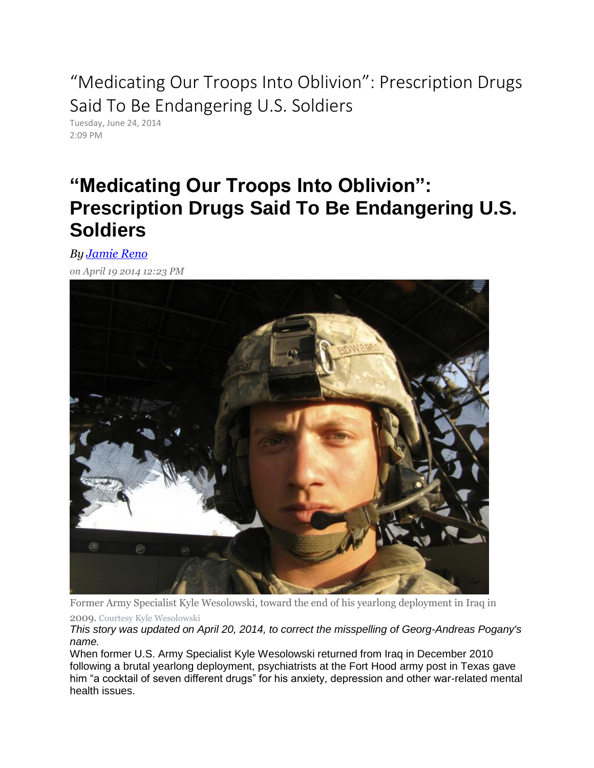# “Medicating Our Troops Into Oblivion”: Prescription Drugs Said To Be Endangering U.S. Soldiers

Tuesday, June 24, 2014
2:09 PM

## “Medicating Our Troops Into Oblivion”: Prescription Drugs Said To Be Endangering U.S. Soldiers

*By Jamie Reno*

*on April 19 2014 12:23 PM*

Former Army Specialist Kyle Wesolowski, toward the end of his yearlong deployment in Iraq in 2009. Courtesy Kyle Wesolowski

*This story was updated on April 20, 2014, to correct the misspelling of Georg-Andreas Pogany's name.*

When former U.S. Army Specialist Kyle Wesolowski returned from Iraq in December 2010 following a brutal yearlong deployment, psychiatrists at the Fort Hood army post in Texas gave him “a cocktail of seven different drugs” for his anxiety, depression and other war-related mental health issues.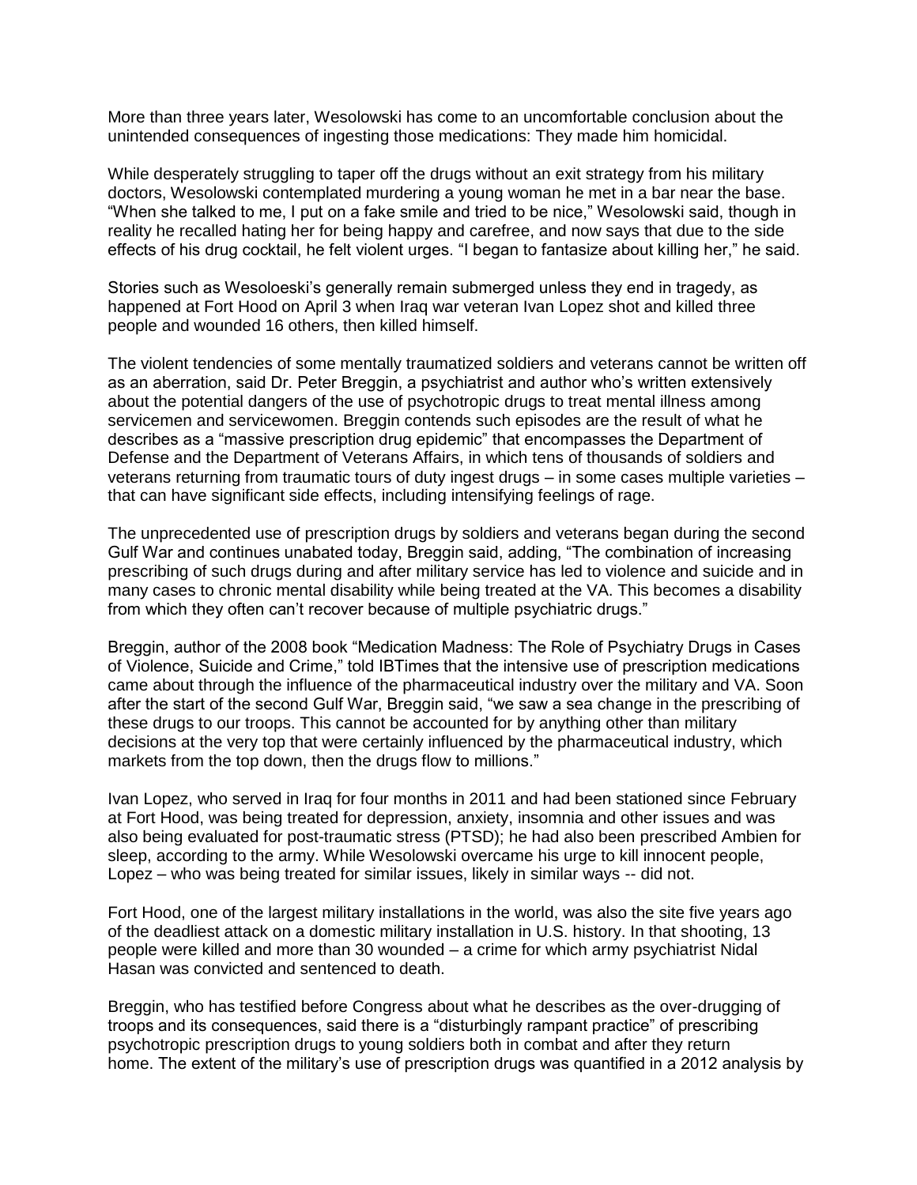More than three years later, Wesolowski has come to an uncomfortable conclusion about the unintended consequences of ingesting those medications: They made him homicidal.

While desperately struggling to taper off the drugs without an exit strategy from his military doctors, Wesolowski contemplated murdering a young woman he met in a bar near the base. "When she talked to me, I put on a fake smile and tried to be nice," Wesolowski said, though in reality he recalled hating her for being happy and carefree, and now says that due to the side effects of his drug cocktail, he felt violent urges. "I began to fantasize about killing her," he said.

Stories such as Wesoloeski's generally remain submerged unless they end in tragedy, as happened at Fort Hood on April 3 when Iraq war veteran Ivan Lopez shot and killed three people and wounded 16 others, then killed himself.

The violent tendencies of some mentally traumatized soldiers and veterans cannot be written off as an aberration, said Dr. Peter Breggin, a psychiatrist and author who's written extensively about the potential dangers of the use of psychotropic drugs to treat mental illness among servicemen and servicewomen. Breggin contends such episodes are the result of what he describes as a "massive prescription drug epidemic" that encompasses the Department of Defense and the Department of Veterans Affairs, in which tens of thousands of soldiers and veterans returning from traumatic tours of duty ingest drugs – in some cases multiple varieties – that can have significant side effects, including intensifying feelings of rage.

The unprecedented use of prescription drugs by soldiers and veterans began during the second Gulf War and continues unabated today, Breggin said, adding, "The combination of increasing prescribing of such drugs during and after military service has led to violence and suicide and in many cases to chronic mental disability while being treated at the VA. This becomes a disability from which they often can't recover because of multiple psychiatric drugs."

Breggin, author of the 2008 book "Medication Madness: The Role of Psychiatry Drugs in Cases of Violence, Suicide and Crime," told IBTimes that the intensive use of prescription medications came about through the influence of the pharmaceutical industry over the military and VA. Soon after the start of the second Gulf War, Breggin said, "we saw a sea change in the prescribing of these drugs to our troops. This cannot be accounted for by anything other than military decisions at the very top that were certainly influenced by the pharmaceutical industry, which markets from the top down, then the drugs flow to millions."

Ivan Lopez, who served in Iraq for four months in 2011 and had been stationed since February at Fort Hood, was being treated for depression, anxiety, insomnia and other issues and was also being evaluated for post-traumatic stress (PTSD); he had also been prescribed Ambien for sleep, according to the army. While Wesolowski overcame his urge to kill innocent people, Lopez – who was being treated for similar issues, likely in similar ways -- did not.

Fort Hood, one of the largest military installations in the world, was also the site five years ago of the deadliest attack on a domestic military installation in U.S. history. In that shooting, 13 people were killed and more than 30 wounded – a crime for which army psychiatrist Nidal Hasan was convicted and sentenced to death.

Breggin, who has testified before Congress about what he describes as the over-drugging of troops and its consequences, said there is a "disturbingly rampant practice" of prescribing psychotropic prescription drugs to young soldiers both in combat and after they return home. The extent of the military's use of prescription drugs was quantified in a 2012 analysis by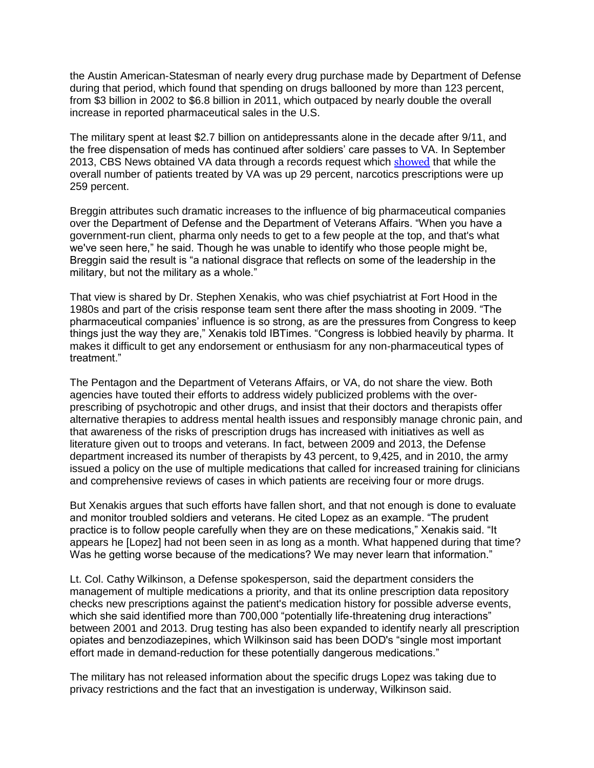the Austin American-Statesman of nearly every drug purchase made by Department of Defense during that period, which found that spending on drugs ballooned by more than 123 percent, from $3 billion in 2002 to $6.8 billion in 2011, which outpaced by nearly double the overall increase in reported pharmaceutical sales in the U.S.

The military spent at least $2.7 billion on antidepressants alone in the decade after 9/11, and the free dispensation of meds has continued after soldiers' care passes to VA. In September 2013, CBS News obtained VA data through a records request which showed that while the overall number of patients treated by VA was up 29 percent, narcotics prescriptions were up 259 percent.

Breggin attributes such dramatic increases to the influence of big pharmaceutical companies over the Department of Defense and the Department of Veterans Affairs. "When you have a government-run client, pharma only needs to get to a few people at the top, and that's what we've seen here," he said. Though he was unable to identify who those people might be, Breggin said the result is "a national disgrace that reflects on some of the leadership in the military, but not the military as a whole."

That view is shared by Dr. Stephen Xenakis, who was chief psychiatrist at Fort Hood in the 1980s and part of the crisis response team sent there after the mass shooting in 2009. "The pharmaceutical companies' influence is so strong, as are the pressures from Congress to keep things just the way they are," Xenakis told IBTimes. "Congress is lobbied heavily by pharma. It makes it difficult to get any endorsement or enthusiasm for any non-pharmaceutical types of treatment."

The Pentagon and the Department of Veterans Affairs, or VA, do not share the view. Both agencies have touted their efforts to address widely publicized problems with the over-prescribing of psychotropic and other drugs, and insist that their doctors and therapists offer alternative therapies to address mental health issues and responsibly manage chronic pain, and that awareness of the risks of prescription drugs has increased with initiatives as well as literature given out to troops and veterans. In fact, between 2009 and 2013, the Defense department increased its number of therapists by 43 percent, to 9,425, and in 2010, the army issued a policy on the use of multiple medications that called for increased training for clinicians and comprehensive reviews of cases in which patients are receiving four or more drugs.

But Xenakis argues that such efforts have fallen short, and that not enough is done to evaluate and monitor troubled soldiers and veterans. He cited Lopez as an example. "The prudent practice is to follow people carefully when they are on these medications," Xenakis said. "It appears he [Lopez] had not been seen in as long as a month. What happened during that time? Was he getting worse because of the medications? We may never learn that information."

Lt. Col. Cathy Wilkinson, a Defense spokesperson, said the department considers the management of multiple medications a priority, and that its online prescription data repository checks new prescriptions against the patient's medication history for possible adverse events, which she said identified more than 700,000 "potentially life-threatening drug interactions" between 2001 and 2013. Drug testing has also been expanded to identify nearly all prescription opiates and benzodiazepines, which Wilkinson said has been DOD's "single most important effort made in demand-reduction for these potentially dangerous medications."

The military has not released information about the specific drugs Lopez was taking due to privacy restrictions and the fact that an investigation is underway, Wilkinson said.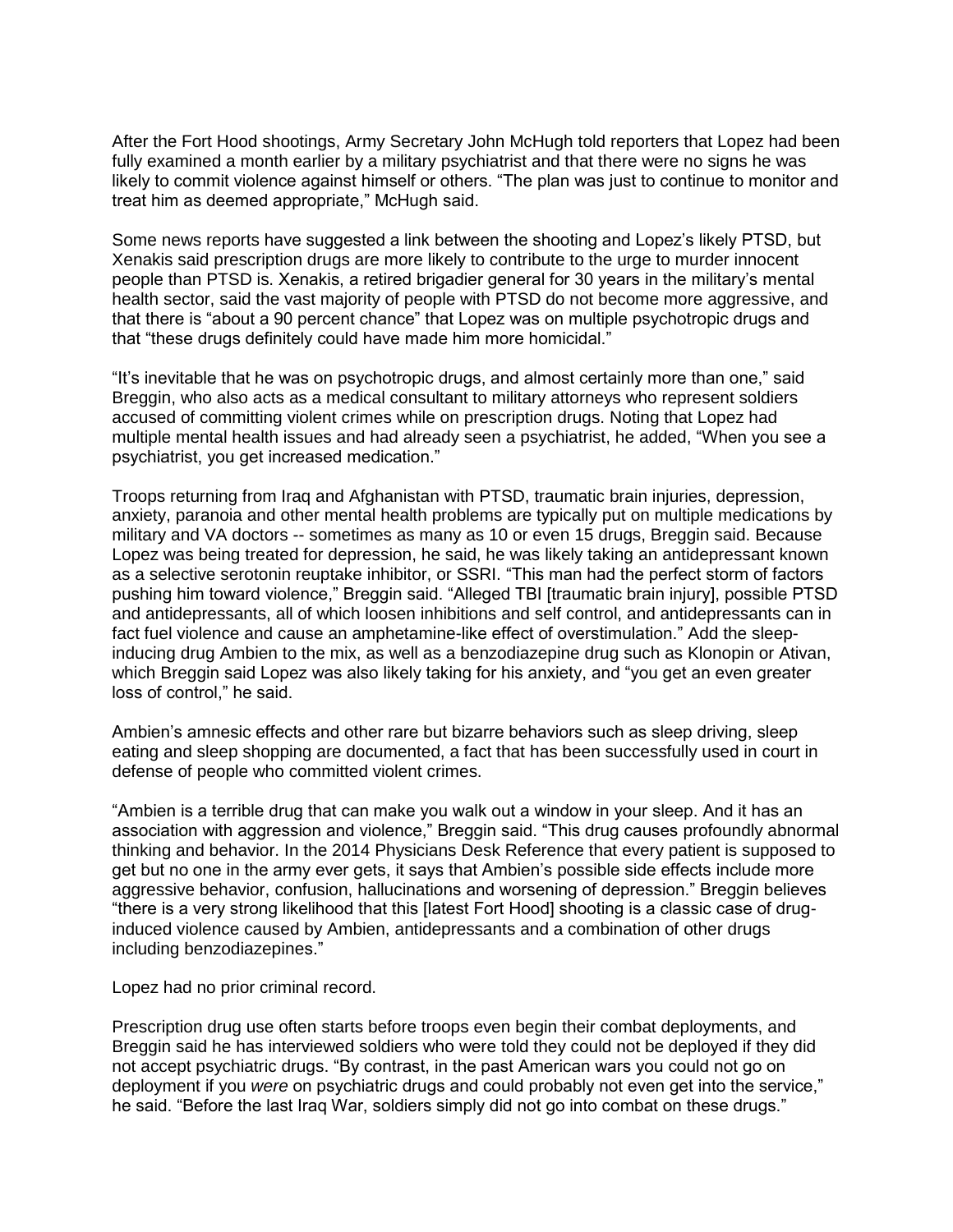After the Fort Hood shootings, Army Secretary John McHugh told reporters that Lopez had been fully examined a month earlier by a military psychiatrist and that there were no signs he was likely to commit violence against himself or others. “The plan was just to continue to monitor and treat him as deemed appropriate,” McHugh said.

Some news reports have suggested a link between the shooting and Lopez’s likely PTSD, but Xenakis said prescription drugs are more likely to contribute to the urge to murder innocent people than PTSD is. Xenakis, a retired brigadier general for 30 years in the military’s mental health sector, said the vast majority of people with PTSD do not become more aggressive, and that there is “about a 90 percent chance” that Lopez was on multiple psychotropic drugs and that “these drugs definitely could have made him more homicidal.”

“It’s inevitable that he was on psychotropic drugs, and almost certainly more than one,” said Breggin, who also acts as a medical consultant to military attorneys who represent soldiers accused of committing violent crimes while on prescription drugs. Noting that Lopez had multiple mental health issues and had already seen a psychiatrist, he added, “When you see a psychiatrist, you get increased medication.”

Troops returning from Iraq and Afghanistan with PTSD, traumatic brain injuries, depression, anxiety, paranoia and other mental health problems are typically put on multiple medications by military and VA doctors -- sometimes as many as 10 or even 15 drugs, Breggin said. Because Lopez was being treated for depression, he said, he was likely taking an antidepressant known as a selective serotonin reuptake inhibitor, or SSRI. “This man had the perfect storm of factors pushing him toward violence,” Breggin said. “Alleged TBI [traumatic brain injury], possible PTSD and antidepressants, all of which loosen inhibitions and self control, and antidepressants can in fact fuel violence and cause an amphetamine-like effect of overstimulation.” Add the sleep-inducing drug Ambien to the mix, as well as a benzodiazepine drug such as Klonopin or Ativan, which Breggin said Lopez was also likely taking for his anxiety, and “you get an even greater loss of control,” he said.

Ambien’s amnesic effects and other rare but bizarre behaviors such as sleep driving, sleep eating and sleep shopping are documented, a fact that has been successfully used in court in defense of people who committed violent crimes.

“Ambien is a terrible drug that can make you walk out a window in your sleep. And it has an association with aggression and violence,” Breggin said. “This drug causes profoundly abnormal thinking and behavior. In the 2014 Physicians Desk Reference that every patient is supposed to get but no one in the army ever gets, it says that Ambien’s possible side effects include more aggressive behavior, confusion, hallucinations and worsening of depression.” Breggin believes “there is a very strong likelihood that this [latest Fort Hood] shooting is a classic case of drug-induced violence caused by Ambien, antidepressants and a combination of other drugs including benzodiazepines.”

Lopez had no prior criminal record.

Prescription drug use often starts before troops even begin their combat deployments, and Breggin said he has interviewed soldiers who were told they could not be deployed if they did not accept psychiatric drugs. “By contrast, in the past American wars you could not go on deployment if you *were* on psychiatric drugs and could probably not even get into the service,” he said. “Before the last Iraq War, soldiers simply did not go into combat on these drugs.”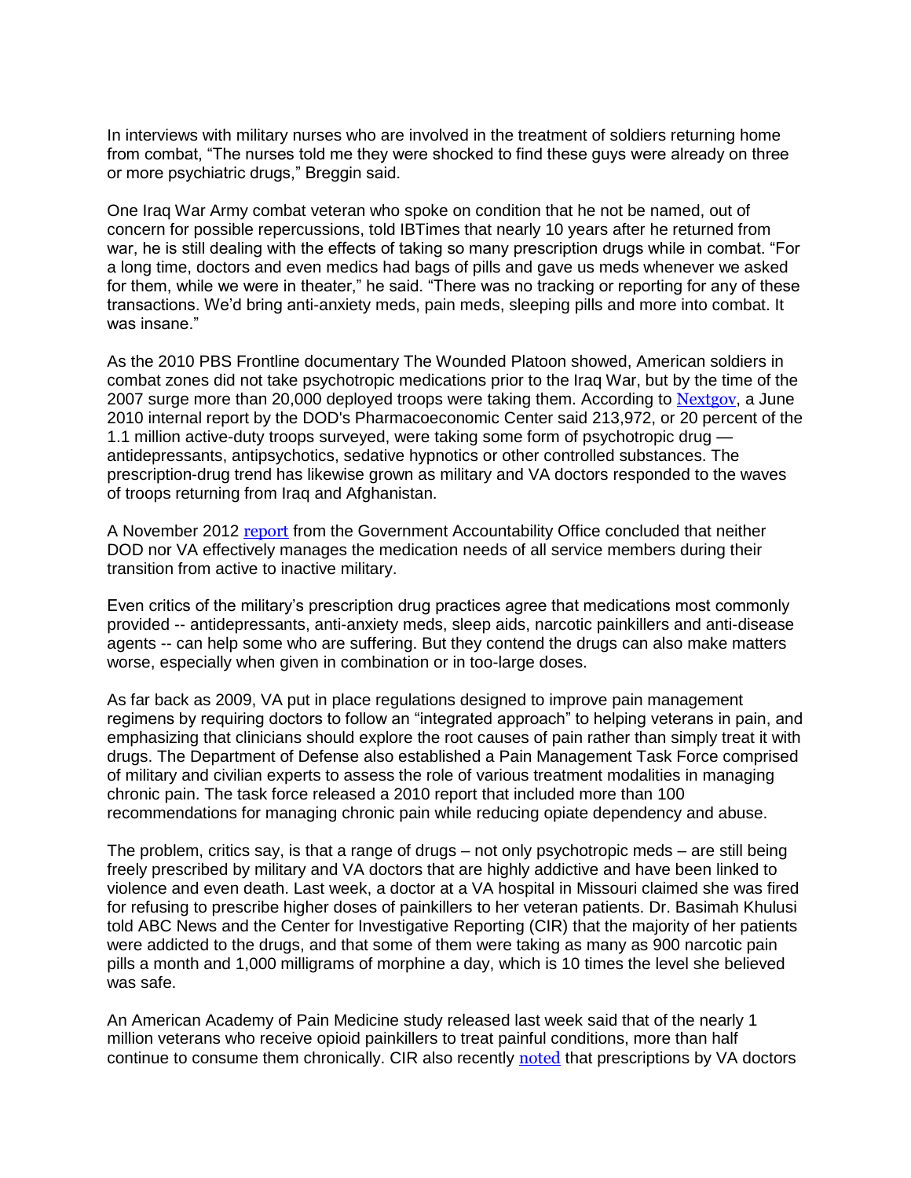In interviews with military nurses who are involved in the treatment of soldiers returning home from combat, "The nurses told me they were shocked to find these guys were already on three or more psychiatric drugs," Breggin said.

One Iraq War Army combat veteran who spoke on condition that he not be named, out of concern for possible repercussions, told IBTimes that nearly 10 years after he returned from war, he is still dealing with the effects of taking so many prescription drugs while in combat. "For a long time, doctors and even medics had bags of pills and gave us meds whenever we asked for them, while we were in theater," he said. "There was no tracking or reporting for any of these transactions. We'd bring anti-anxiety meds, pain meds, sleeping pills and more into combat. It was insane."

As the 2010 PBS Frontline documentary The Wounded Platoon showed, American soldiers in combat zones did not take psychotropic medications prior to the Iraq War, but by the time of the 2007 surge more than 20,000 deployed troops were taking them. According to [Nextgov](), a June 2010 internal report by the DOD's Pharmacoeconomic Center said 213,972, or 20 percent of the 1.1 million active-duty troops surveyed, were taking some form of psychotropic drug — antidepressants, antipsychotics, sedative hypnotics or other controlled substances. The prescription-drug trend has likewise grown as military and VA doctors responded to the waves of troops returning from Iraq and Afghanistan.

A November 2012 [report]() from the Government Accountability Office concluded that neither DOD nor VA effectively manages the medication needs of all service members during their transition from active to inactive military.

Even critics of the military's prescription drug practices agree that medications most commonly provided -- antidepressants, anti-anxiety meds, sleep aids, narcotic painkillers and anti-disease agents -- can help some who are suffering. But they contend the drugs can also make matters worse, especially when given in combination or in too-large doses.

As far back as 2009, VA put in place regulations designed to improve pain management regimens by requiring doctors to follow an "integrated approach" to helping veterans in pain, and emphasizing that clinicians should explore the root causes of pain rather than simply treat it with drugs. The Department of Defense also established a Pain Management Task Force comprised of military and civilian experts to assess the role of various treatment modalities in managing chronic pain. The task force released a 2010 report that included more than 100 recommendations for managing chronic pain while reducing opiate dependency and abuse.

The problem, critics say, is that a range of drugs – not only psychotropic meds – are still being freely prescribed by military and VA doctors that are highly addictive and have been linked to violence and even death. Last week, a doctor at a VA hospital in Missouri claimed she was fired for refusing to prescribe higher doses of painkillers to her veteran patients. Dr. Basimah Khulusi told ABC News and the Center for Investigative Reporting (CIR) that the majority of her patients were addicted to the drugs, and that some of them were taking as many as 900 narcotic pain pills a month and 1,000 milligrams of morphine a day, which is 10 times the level she believed was safe.

An American Academy of Pain Medicine study released last week said that of the nearly 1 million veterans who receive opioid painkillers to treat painful conditions, more than half continue to consume them chronically. CIR also recently [noted]() that prescriptions by VA doctors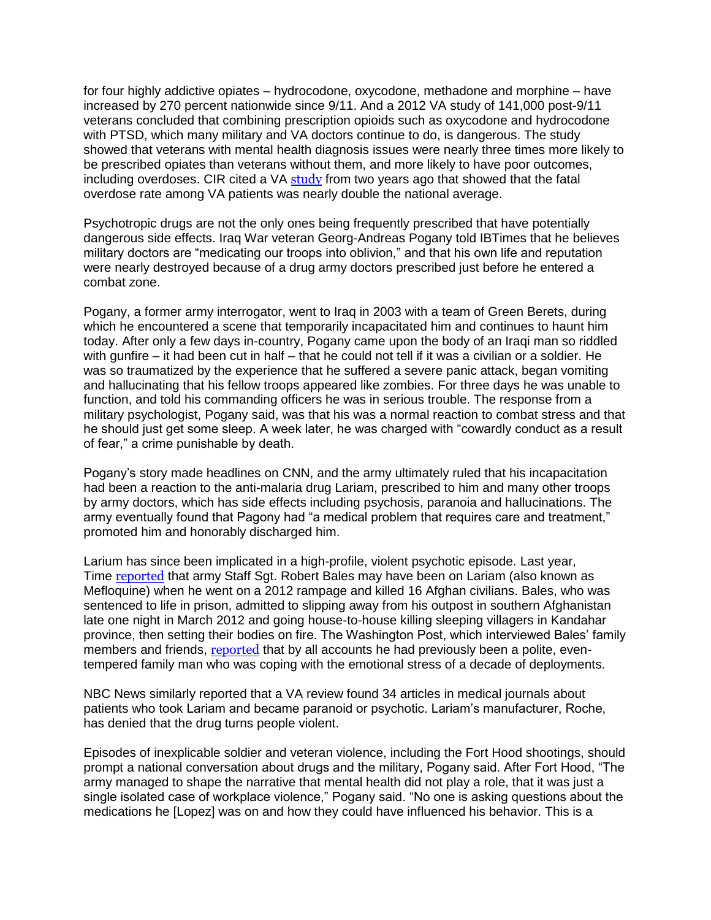for four highly addictive opiates – hydrocodone, oxycodone, methadone and morphine – have increased by 270 percent nationwide since 9/11. And a 2012 VA study of 141,000 post-9/11 veterans concluded that combining prescription opioids such as oxycodone and hydrocodone with PTSD, which many military and VA doctors continue to do, is dangerous. The study showed that veterans with mental health diagnosis issues were nearly three times more likely to be prescribed opiates than veterans without them, and more likely to have poor outcomes, including overdoses. CIR cited a VA study from two years ago that showed that the fatal overdose rate among VA patients was nearly double the national average.

Psychotropic drugs are not the only ones being frequently prescribed that have potentially dangerous side effects. Iraq War veteran Georg-Andreas Pogany told IBTimes that he believes military doctors are "medicating our troops into oblivion," and that his own life and reputation were nearly destroyed because of a drug army doctors prescribed just before he entered a combat zone.

Pogany, a former army interrogator, went to Iraq in 2003 with a team of Green Berets, during which he encountered a scene that temporarily incapacitated him and continues to haunt him today. After only a few days in-country, Pogany came upon the body of an Iraqi man so riddled with gunfire – it had been cut in half – that he could not tell if it was a civilian or a soldier. He was so traumatized by the experience that he suffered a severe panic attack, began vomiting and hallucinating that his fellow troops appeared like zombies. For three days he was unable to function, and told his commanding officers he was in serious trouble. The response from a military psychologist, Pogany said, was that his was a normal reaction to combat stress and that he should just get some sleep. A week later, he was charged with "cowardly conduct as a result of fear," a crime punishable by death.

Pogany's story made headlines on CNN, and the army ultimately ruled that his incapacitation had been a reaction to the anti-malaria drug Lariam, prescribed to him and many other troops by army doctors, which has side effects including psychosis, paranoia and hallucinations. The army eventually found that Pagony had "a medical problem that requires care and treatment," promoted him and honorably discharged him.

Larium has since been implicated in a high-profile, violent psychotic episode. Last year, Time reported that army Staff Sgt. Robert Bales may have been on Lariam (also known as Mefloquine) when he went on a 2012 rampage and killed 16 Afghan civilians. Bales, who was sentenced to life in prison, admitted to slipping away from his outpost in southern Afghanistan late one night in March 2012 and going house-to-house killing sleeping villagers in Kandahar province, then setting their bodies on fire. The Washington Post, which interviewed Bales' family members and friends, reported that by all accounts he had previously been a polite, even-tempered family man who was coping with the emotional stress of a decade of deployments.

NBC News similarly reported that a VA review found 34 articles in medical journals about patients who took Lariam and became paranoid or psychotic. Lariam's manufacturer, Roche, has denied that the drug turns people violent.

Episodes of inexplicable soldier and veteran violence, including the Fort Hood shootings, should prompt a national conversation about drugs and the military, Pogany said. After Fort Hood, "The army managed to shape the narrative that mental health did not play a role, that it was just a single isolated case of workplace violence," Pogany said. "No one is asking questions about the medications he [Lopez] was on and how they could have influenced his behavior. This is a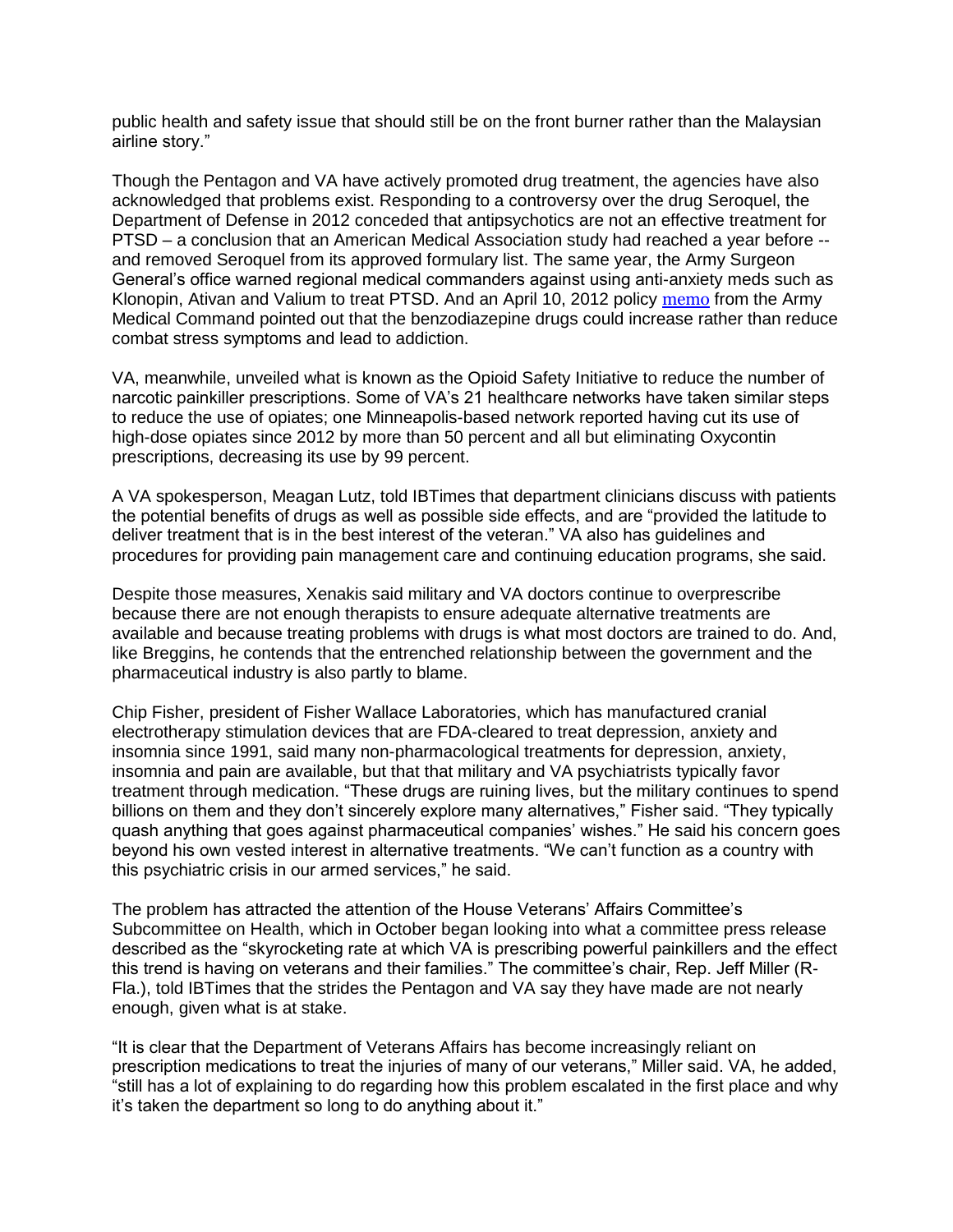public health and safety issue that should still be on the front burner rather than the Malaysian airline story."

Though the Pentagon and VA have actively promoted drug treatment, the agencies have also acknowledged that problems exist. Responding to a controversy over the drug Seroquel, the Department of Defense in 2012 conceded that antipsychotics are not an effective treatment for PTSD – a conclusion that an American Medical Association study had reached a year before -- and removed Seroquel from its approved formulary list. The same year, the Army Surgeon General's office warned regional medical commanders against using anti-anxiety meds such as Klonopin, Ativan and Valium to treat PTSD. And an April 10, 2012 policy memo from the Army Medical Command pointed out that the benzodiazepine drugs could increase rather than reduce combat stress symptoms and lead to addiction.

VA, meanwhile, unveiled what is known as the Opioid Safety Initiative to reduce the number of narcotic painkiller prescriptions. Some of VA's 21 healthcare networks have taken similar steps to reduce the use of opiates; one Minneapolis-based network reported having cut its use of high-dose opiates since 2012 by more than 50 percent and all but eliminating Oxycontin prescriptions, decreasing its use by 99 percent.

A VA spokesperson, Meagan Lutz, told IBTimes that department clinicians discuss with patients the potential benefits of drugs as well as possible side effects, and are "provided the latitude to deliver treatment that is in the best interest of the veteran." VA also has guidelines and procedures for providing pain management care and continuing education programs, she said.

Despite those measures, Xenakis said military and VA doctors continue to overprescribe because there are not enough therapists to ensure adequate alternative treatments are available and because treating problems with drugs is what most doctors are trained to do. And, like Breggins, he contends that the entrenched relationship between the government and the pharmaceutical industry is also partly to blame.

Chip Fisher, president of Fisher Wallace Laboratories, which has manufactured cranial electrotherapy stimulation devices that are FDA-cleared to treat depression, anxiety and insomnia since 1991, said many non-pharmacological treatments for depression, anxiety, insomnia and pain are available, but that that military and VA psychiatrists typically favor treatment through medication. "These drugs are ruining lives, but the military continues to spend billions on them and they don't sincerely explore many alternatives," Fisher said. "They typically quash anything that goes against pharmaceutical companies' wishes." He said his concern goes beyond his own vested interest in alternative treatments. "We can't function as a country with this psychiatric crisis in our armed services," he said.

The problem has attracted the attention of the House Veterans' Affairs Committee's Subcommittee on Health, which in October began looking into what a committee press release described as the "skyrocketing rate at which VA is prescribing powerful painkillers and the effect this trend is having on veterans and their families." The committee's chair, Rep. Jeff Miller (R-Fla.), told IBTimes that the strides the Pentagon and VA say they have made are not nearly enough, given what is at stake.

"It is clear that the Department of Veterans Affairs has become increasingly reliant on prescription medications to treat the injuries of many of our veterans," Miller said. VA, he added, "still has a lot of explaining to do regarding how this problem escalated in the first place and why it's taken the department so long to do anything about it."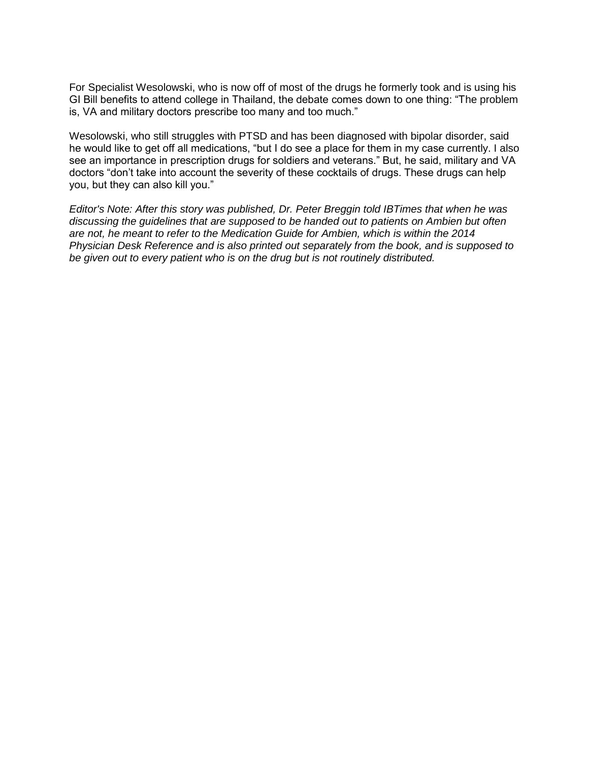For Specialist Wesolowski, who is now off of most of the drugs he formerly took and is using his GI Bill benefits to attend college in Thailand, the debate comes down to one thing: “The problem is, VA and military doctors prescribe too many and too much.”

Wesolowski, who still struggles with PTSD and has been diagnosed with bipolar disorder, said he would like to get off all medications, “but I do see a place for them in my case currently. I also see an importance in prescription drugs for soldiers and veterans.” But, he said, military and VA doctors “don’t take into account the severity of these cocktails of drugs. These drugs can help you, but they can also kill you.”

*Editor's Note: After this story was published, Dr. Peter Breggin told IBTimes that when he was discussing the guidelines that are supposed to be handed out to patients on Ambien but often are not, he meant to refer to the Medication Guide for Ambien, which is within the 2014 Physician Desk Reference and is also printed out separately from the book, and is supposed to be given out to every patient who is on the drug but is not routinely distributed.*